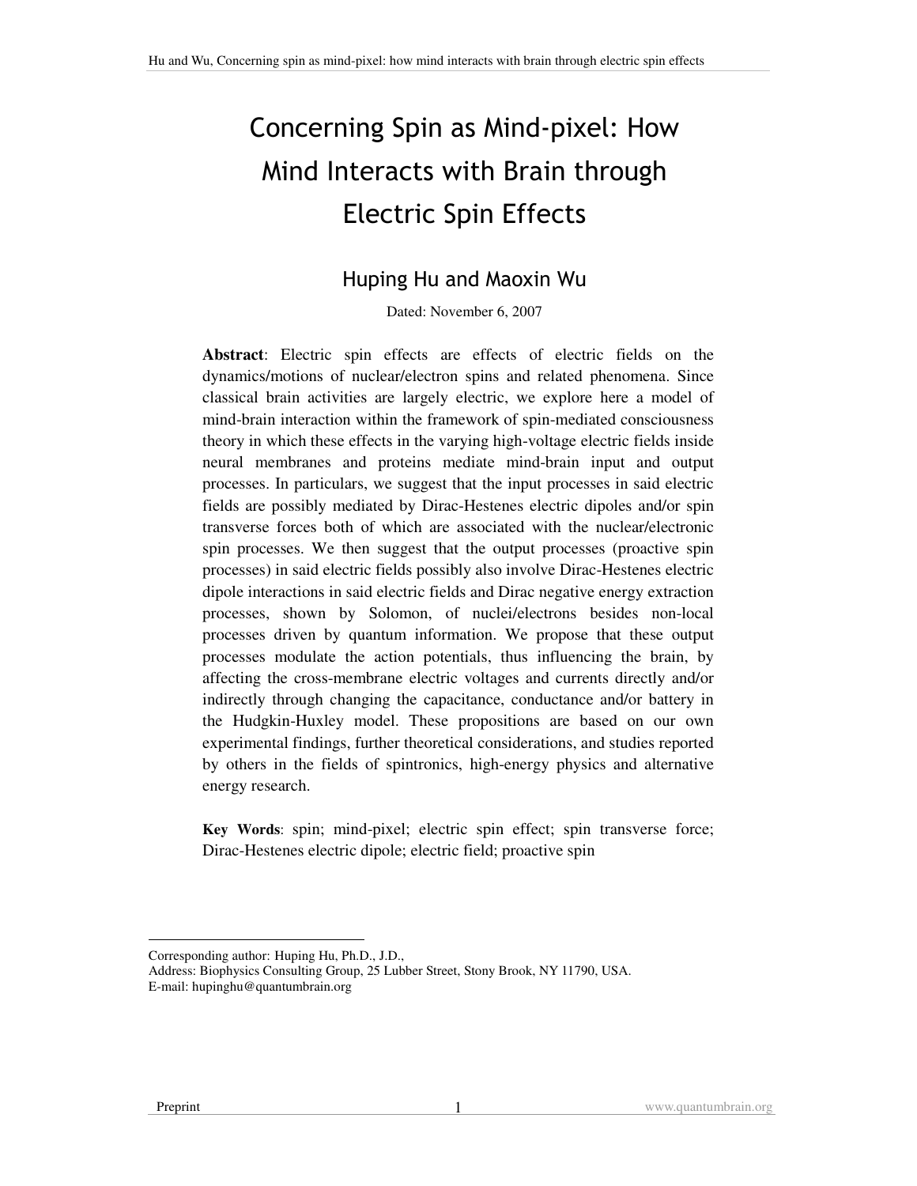# Concerning Spin as Mind-pixel: How Mind Interacts with Brain through Electric Spin Effects

## Huping Hu and Maoxin Wu

Dated: November 6, 2007

**Abstract**: Electric spin effects are effects of electric fields on the dynamics/motions of nuclear/electron spins and related phenomena. Since classical brain activities are largely electric, we explore here a model of mind-brain interaction within the framework of spin-mediated consciousness theory in which these effects in the varying high-voltage electric fields inside neural membranes and proteins mediate mind-brain input and output processes. In particulars, we suggest that the input processes in said electric fields are possibly mediated by Dirac-Hestenes electric dipoles and/or spin transverse forces both of which are associated with the nuclear/electronic spin processes. We then suggest that the output processes (proactive spin processes) in said electric fields possibly also involve Dirac-Hestenes electric dipole interactions in said electric fields and Dirac negative energy extraction processes, shown by Solomon, of nuclei/electrons besides non-local processes driven by quantum information. We propose that these output processes modulate the action potentials, thus influencing the brain, by affecting the cross-membrane electric voltages and currents directly and/or indirectly through changing the capacitance, conductance and/or battery in the Hudgkin-Huxley model. These propositions are based on our own experimental findings, further theoretical considerations, and studies reported by others in the fields of spintronics, high-energy physics and alternative energy research.

**Key Words**: spin; mind-pixel; electric spin effect; spin transverse force; Dirac-Hestenes electric dipole; electric field; proactive spin

---

Corresponding author: Huping Hu, Ph.D., J.D.,
Address: Biophysics Consulting Group, 25 Lubber Street, Stony Brook, NY 11790, USA.
E-mail: hupinghu@quantumbrain.org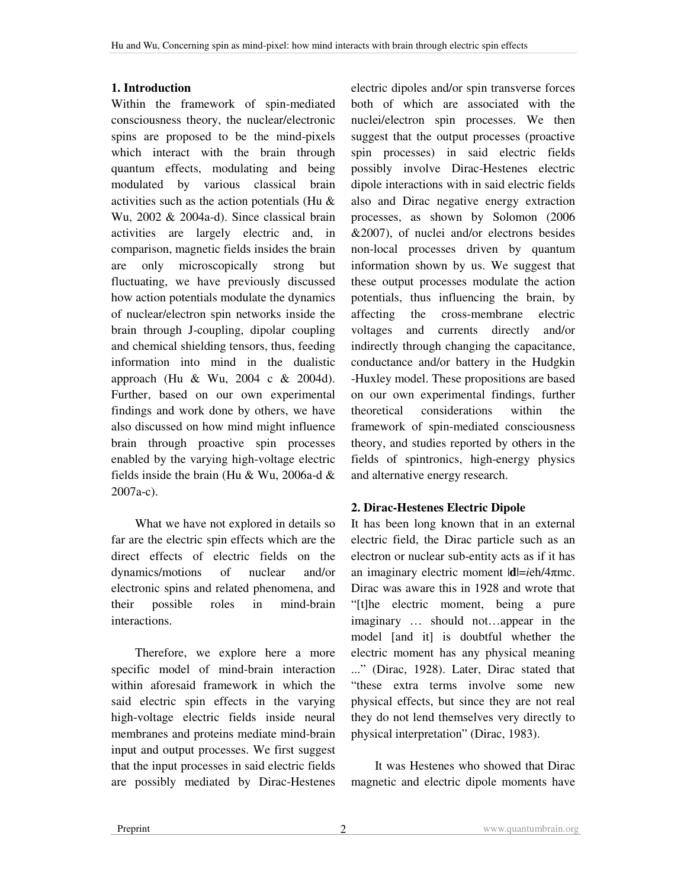## 1. Introduction

Within the framework of spin-mediated consciousness theory, the nuclear/electronic spins are proposed to be the mind-pixels which interact with the brain through quantum effects, modulating and being modulated by various classical brain activities such as the action potentials (Hu & Wu, 2002 & 2004a-d). Since classical brain activities are largely electric and, in comparison, magnetic fields insides the brain are only microscopically strong but fluctuating, we have previously discussed how action potentials modulate the dynamics of nuclear/electron spin networks inside the brain through J-coupling, dipolar coupling and chemical shielding tensors, thus, feeding information into mind in the dualistic approach (Hu & Wu, 2004 c & 2004d). Further, based on our own experimental findings and work done by others, we have also discussed on how mind might influence brain through proactive spin processes enabled by the varying high-voltage electric fields inside the brain (Hu & Wu, 2006a-d & 2007a-c).

What we have not explored in details so far are the electric spin effects which are the direct effects of electric fields on the dynamics/motions of nuclear and/or electronic spins and related phenomena, and their possible roles in mind-brain interactions.

Therefore, we explore here a more specific model of mind-brain interaction within aforesaid framework in which the said electric spin effects in the varying high-voltage electric fields inside neural membranes and proteins mediate mind-brain input and output processes. We first suggest that the input processes in said electric fields are possibly mediated by Dirac-Hestenes electric dipoles and/or spin transverse forces both of which are associated with the nuclei/electron spin processes. We then suggest that the output processes (proactive spin processes) in said electric fields possibly involve Dirac-Hestenes electric dipole interactions with in said electric fields also and Dirac negative energy extraction processes, as shown by Solomon (2006 &2007), of nuclei and/or electrons besides non-local processes driven by quantum information shown by us. We suggest that these output processes modulate the action potentials, thus influencing the brain, by affecting the cross-membrane electric voltages and currents directly and/or indirectly through changing the capacitance, conductance and/or battery in the Hudgkin -Huxley model. These propositions are based on our own experimental findings, further theoretical considerations within the framework of spin-mediated consciousness theory, and studies reported by others in the fields of spintronics, high-energy physics and alternative energy research.

## 2. Dirac-Hestenes Electric Dipole

It has been long known that in an external electric field, the Dirac particle such as an electron or nuclear sub-entity acts as if it has an imaginary electric moment $|\mathbf{d}|=ieh/4\pi mc$. Dirac was aware this in 1928 and wrote that "[t]he electric moment, being a pure imaginary … should not…appear in the model [and it] is doubtful whether the electric moment has any physical meaning ..." (Dirac, 1928). Later, Dirac stated that "these extra terms involve some new physical effects, but since they are not real they do not lend themselves very directly to physical interpretation" (Dirac, 1983).

It was Hestenes who showed that Dirac magnetic and electric dipole moments have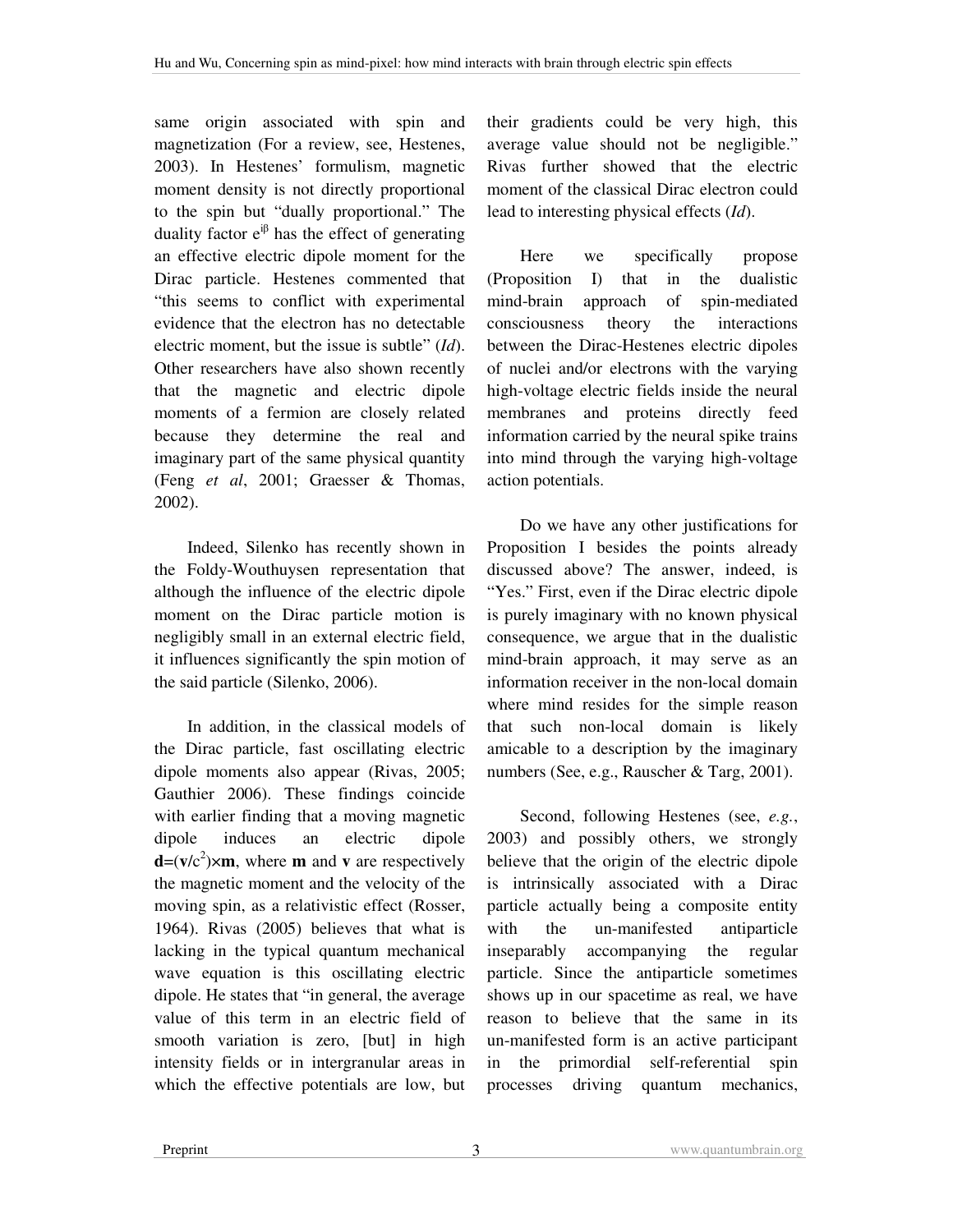same origin associated with spin and magnetization (For a review, see, Hestenes, 2003). In Hestenes' formulism, magnetic moment density is not directly proportional to the spin but "dually proportional." The duality factor $e^{i\beta}$ has the effect of generating an effective electric dipole moment for the Dirac particle. Hestenes commented that "this seems to conflict with experimental evidence that the electron has no detectable electric moment, but the issue is subtle" (*Id*). Other researchers have also shown recently that the magnetic and electric dipole moments of a fermion are closely related because they determine the real and imaginary part of the same physical quantity (Feng *et al*, 2001; Graesser & Thomas, 2002).

Indeed, Silenko has recently shown in the Foldy-Wouthuysen representation that although the influence of the electric dipole moment on the Dirac particle motion is negligibly small in an external electric field, it influences significantly the spin motion of the said particle (Silenko, 2006).

In addition, in the classical models of the Dirac particle, fast oscillating electric dipole moments also appear (Rivas, 2005; Gauthier 2006). These findings coincide with earlier finding that a moving magnetic dipole induces an electric dipole $\mathbf{d}=(\mathbf{v}/c^2)\times\mathbf{m}$, where $\mathbf{m}$ and $\mathbf{v}$ are respectively the magnetic moment and the velocity of the moving spin, as a relativistic effect (Rosser, 1964). Rivas (2005) believes that what is lacking in the typical quantum mechanical wave equation is this oscillating electric dipole. He states that "in general, the average value of this term in an electric field of smooth variation is zero, [but] in high intensity fields or in intergranular areas in which the effective potentials are low, but their gradients could be very high, this average value should not be negligible." Rivas further showed that the electric moment of the classical Dirac electron could lead to interesting physical effects (*Id*).

Here we specifically propose (Proposition I) that in the dualistic mind-brain approach of spin-mediated consciousness theory the interactions between the Dirac-Hestenes electric dipoles of nuclei and/or electrons with the varying high-voltage electric fields inside the neural membranes and proteins directly feed information carried by the neural spike trains into mind through the varying high-voltage action potentials.

Do we have any other justifications for Proposition I besides the points already discussed above? The answer, indeed, is "Yes." First, even if the Dirac electric dipole is purely imaginary with no known physical consequence, we argue that in the dualistic mind-brain approach, it may serve as an information receiver in the non-local domain where mind resides for the simple reason that such non-local domain is likely amicable to a description by the imaginary numbers (See, e.g., Rauscher & Targ, 2001).

Second, following Hestenes (see, *e.g.*, 2003) and possibly others, we strongly believe that the origin of the electric dipole is intrinsically associated with a Dirac particle actually being a composite entity with the un-manifested antiparticle inseparably accompanying the regular particle. Since the antiparticle sometimes shows up in our spacetime as real, we have reason to believe that the same in its un-manifested form is an active participant in the primordial self-referential spin processes driving quantum mechanics,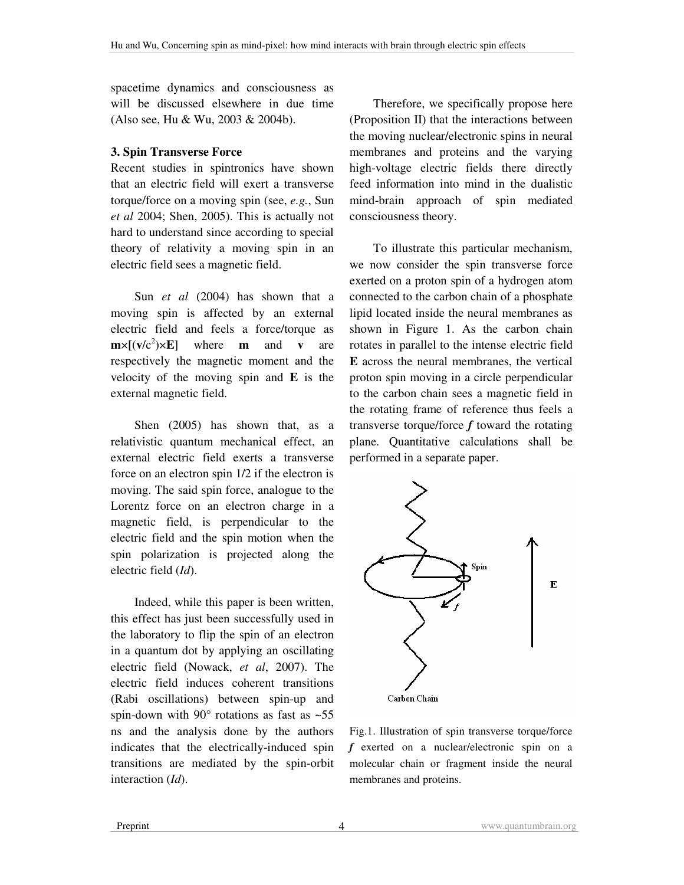spacetime dynamics and consciousness as will be discussed elsewhere in due time (Also see, Hu & Wu, 2003 & 2004b).

### 3. Spin Transverse Force

Recent studies in spintronics have shown that an electric field will exert a transverse torque/force on a moving spin (see, *e.g.*, Sun *et al* 2004; Shen, 2005). This is actually not hard to understand since according to special theory of relativity a moving spin in an electric field sees a magnetic field.

Sun *et al* (2004) has shown that a moving spin is affected by an external electric field and feels a force/torque as $\mathbf{m}\times[(\mathbf{v}/c^2)\times\mathbf{E}]$ where **m** and **v** are respectively the magnetic moment and the velocity of the moving spin and **E** is the external magnetic field.

Shen (2005) has shown that, as a relativistic quantum mechanical effect, an external electric field exerts a transverse force on an electron spin 1/2 if the electron is moving. The said spin force, analogue to the Lorentz force on an electron charge in a magnetic field, is perpendicular to the electric field and the spin motion when the spin polarization is projected along the electric field (*Id*).

Indeed, while this paper is been written, this effect has just been successfully used in the laboratory to flip the spin of an electron in a quantum dot by applying an oscillating electric field (Nowack, *et al*, 2007). The electric field induces coherent transitions (Rabi oscillations) between spin-up and spin-down with 90° rotations as fast as ~55 ns and the analysis done by the authors indicates that the electrically-induced spin transitions are mediated by the spin-orbit interaction (*Id*).

Therefore, we specifically propose here (Proposition II) that the interactions between the moving nuclear/electronic spins in neural membranes and proteins and the varying high-voltage electric fields there directly feed information into mind in the dualistic mind-brain approach of spin mediated consciousness theory.

To illustrate this particular mechanism, we now consider the spin transverse force exerted on a proton spin of a hydrogen atom connected to the carbon chain of a phosphate lipid located inside the neural membranes as shown in Figure 1. As the carbon chain rotates in parallel to the intense electric field **E** across the neural membranes, the vertical proton spin moving in a circle perpendicular to the carbon chain sees a magnetic field in the rotating frame of reference thus feels a transverse torque/force ***f*** toward the rotating plane. Quantitative calculations shall be performed in a separate paper.

Fig.1. Illustration of spin transverse torque/force ***f*** exerted on a nuclear/electronic spin on a molecular chain or fragment inside the neural membranes and proteins.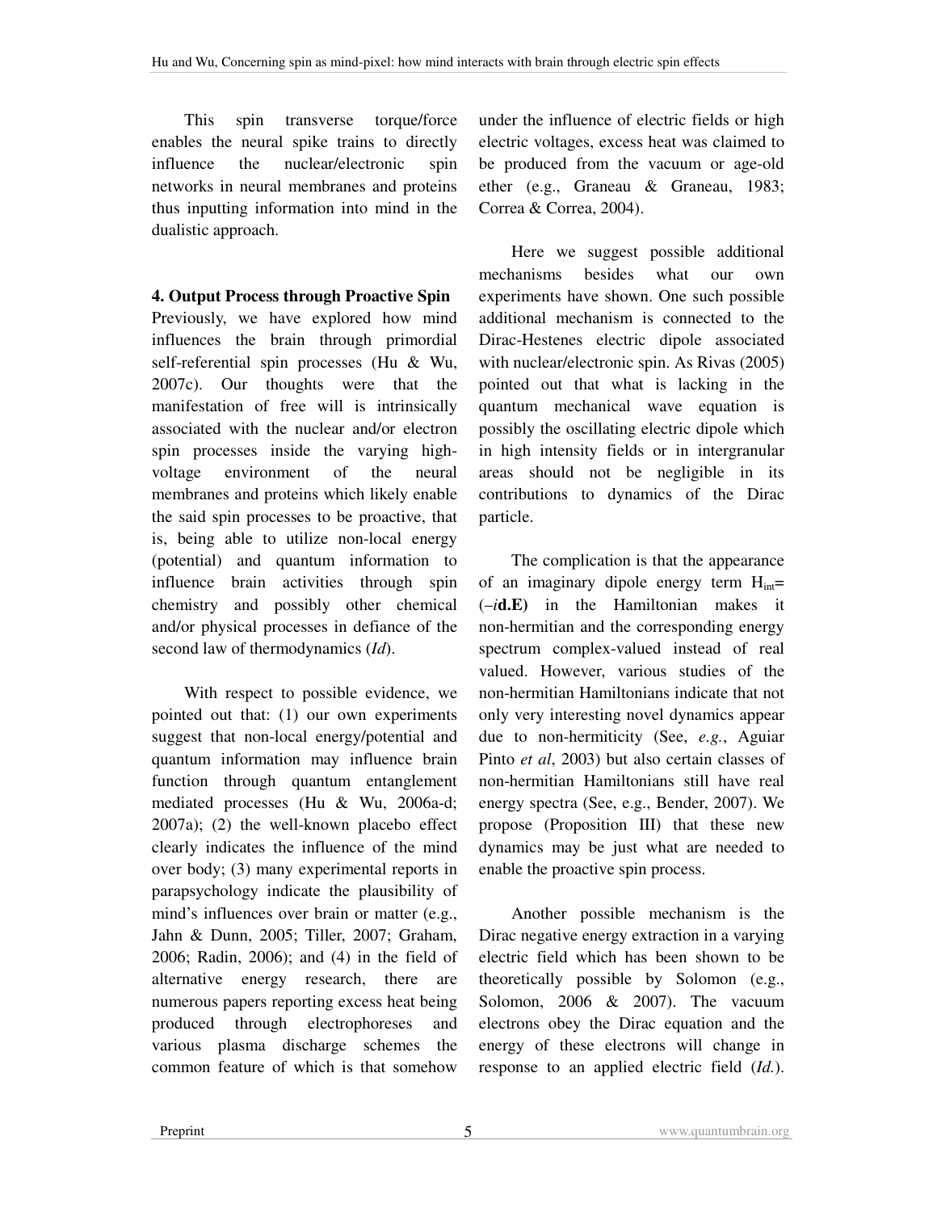This spin transverse torque/force enables the neural spike trains to directly influence the nuclear/electronic spin networks in neural membranes and proteins thus inputting information into mind in the dualistic approach.

**4. Output Process through Proactive Spin**

Previously, we have explored how mind influences the brain through primordial self-referential spin processes (Hu & Wu, 2007c). Our thoughts were that the manifestation of free will is intrinsically associated with the nuclear and/or electron spin processes inside the varying high-voltage environment of the neural membranes and proteins which likely enable the said spin processes to be proactive, that is, being able to utilize non-local energy (potential) and quantum information to influence brain activities through spin chemistry and possibly other chemical and/or physical processes in defiance of the second law of thermodynamics (*Id*).

With respect to possible evidence, we pointed out that: (1) our own experiments suggest that non-local energy/potential and quantum information may influence brain function through quantum entanglement mediated processes (Hu & Wu, 2006a-d; 2007a); (2) the well-known placebo effect clearly indicates the influence of the mind over body; (3) many experimental reports in parapsychology indicate the plausibility of mind's influences over brain or matter (e.g., Jahn & Dunn, 2005; Tiller, 2007; Graham, 2006; Radin, 2006); and (4) in the field of alternative energy research, there are numerous papers reporting excess heat being produced through electrophoreses and various plasma discharge schemes the common feature of which is that somehow under the influence of electric fields or high electric voltages, excess heat was claimed to be produced from the vacuum or age-old ether (e.g., Graneau & Graneau, 1983; Correa & Correa, 2004).

Here we suggest possible additional mechanisms besides what our own experiments have shown. One such possible additional mechanism is connected to the Dirac-Hestenes electric dipole associated with nuclear/electronic spin. As Rivas (2005) pointed out that what is lacking in the quantum mechanical wave equation is possibly the oscillating electric dipole which in high intensity fields or in intergranular areas should not be negligible in its contributions to dynamics of the Dirac particle.

The complication is that the appearance of an imaginary dipole energy term $H_{int} = (-i\mathbf{d}.\mathbf{E})$ in the Hamiltonian makes it non-hermitian and the corresponding energy spectrum complex-valued instead of real valued. However, various studies of the non-hermitian Hamiltonians indicate that not only very interesting novel dynamics appear due to non-hermiticity (See, *e.g.*, Aguiar Pinto *et al*, 2003) but also certain classes of non-hermitian Hamiltonians still have real energy spectra (See, e.g., Bender, 2007). We propose (Proposition III) that these new dynamics may be just what are needed to enable the proactive spin process.

Another possible mechanism is the Dirac negative energy extraction in a varying electric field which has been shown to be theoretically possible by Solomon (e.g., Solomon, 2006 & 2007). The vacuum electrons obey the Dirac equation and the energy of these electrons will change in response to an applied electric field (*Id.*).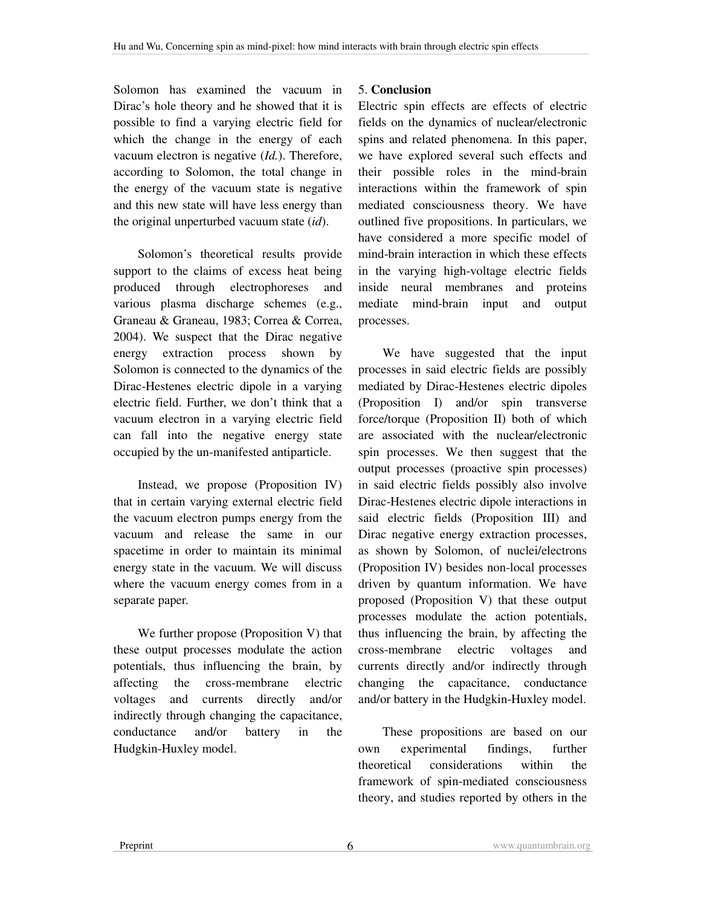Solomon has examined the vacuum in Dirac's hole theory and he showed that it is possible to find a varying electric field for which the change in the energy of each vacuum electron is negative (*Id.*). Therefore, according to Solomon, the total change in the energy of the vacuum state is negative and this new state will have less energy than the original unperturbed vacuum state (*id*).

Solomon's theoretical results provide support to the claims of excess heat being produced through electrophoreses and various plasma discharge schemes (e.g., Graneau & Graneau, 1983; Correa & Correa, 2004). We suspect that the Dirac negative energy extraction process shown by Solomon is connected to the dynamics of the Dirac-Hestenes electric dipole in a varying electric field. Further, we don't think that a vacuum electron in a varying electric field can fall into the negative energy state occupied by the un-manifested antiparticle.

Instead, we propose (Proposition IV) that in certain varying external electric field the vacuum electron pumps energy from the vacuum and release the same in our spacetime in order to maintain its minimal energy state in the vacuum. We will discuss where the vacuum energy comes from in a separate paper.

We further propose (Proposition V) that these output processes modulate the action potentials, thus influencing the brain, by affecting the cross-membrane electric voltages and currents directly and/or indirectly through changing the capacitance, conductance and/or battery in the Hudgkin-Huxley model.

## 5. **Conclusion**

Electric spin effects are effects of electric fields on the dynamics of nuclear/electronic spins and related phenomena. In this paper, we have explored several such effects and their possible roles in the mind-brain interactions within the framework of spin mediated consciousness theory. We have outlined five propositions. In particulars, we have considered a more specific model of mind-brain interaction in which these effects in the varying high-voltage electric fields inside neural membranes and proteins mediate mind-brain input and output processes.

We have suggested that the input processes in said electric fields are possibly mediated by Dirac-Hestenes electric dipoles (Proposition I) and/or spin transverse force/torque (Proposition II) both of which are associated with the nuclear/electronic spin processes. We then suggest that the output processes (proactive spin processes) in said electric fields possibly also involve Dirac-Hestenes electric dipole interactions in said electric fields (Proposition III) and Dirac negative energy extraction processes, as shown by Solomon, of nuclei/electrons (Proposition IV) besides non-local processes driven by quantum information. We have proposed (Proposition V) that these output processes modulate the action potentials, thus influencing the brain, by affecting the cross-membrane electric voltages and currents directly and/or indirectly through changing the capacitance, conductance and/or battery in the Hudgkin-Huxley model.

These propositions are based on our own experimental findings, further theoretical considerations within the framework of spin-mediated consciousness theory, and studies reported by others in the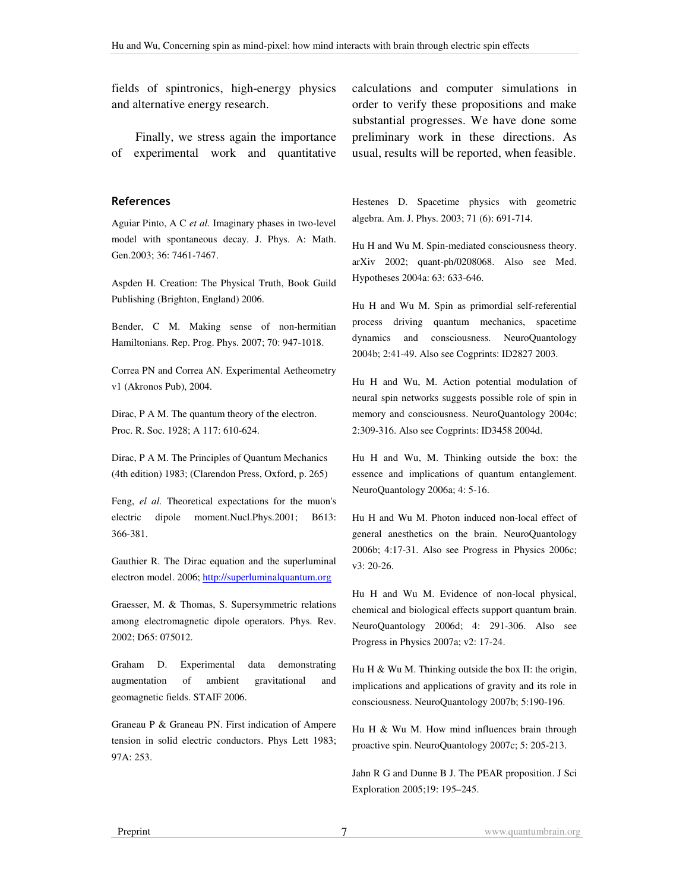fields of spintronics, high-energy physics and alternative energy research.

Finally, we stress again the importance of experimental work and quantitative calculations and computer simulations in order to verify these propositions and make substantial progresses. We have done some preliminary work in these directions. As usual, results will be reported, when feasible.

## References

Aguiar Pinto, A C *et al.* Imaginary phases in two-level model with spontaneous decay. J. Phys. A: Math. Gen.2003; 36: 7461-7467.

Aspden H. Creation: The Physical Truth, Book Guild Publishing (Brighton, England) 2006.

Bender, C M. Making sense of non-hermitian Hamiltonians. Rep. Prog. Phys. 2007; 70: 947-1018.

Correa PN and Correa AN. Experimental Aetheometry v1 (Akronos Pub), 2004.

Dirac, P A M. The quantum theory of the electron. Proc. R. Soc. 1928; A 117: 610-624.

Dirac, P A M. The Principles of Quantum Mechanics (4th edition) 1983; (Clarendon Press, Oxford, p. 265)

Feng, *el al.* Theoretical expectations for the muon's electric dipole moment.Nucl.Phys.2001; B613: 366-381.

Gauthier R. The Dirac equation and the superluminal electron model. 2006; http://superluminalquantum.org

Graesser, M. & Thomas, S. Supersymmetric relations among electromagnetic dipole operators. Phys. Rev. 2002; D65: 075012.

Graham D. Experimental data demonstrating augmentation of ambient gravitational and geomagnetic fields. STAIF 2006.

Graneau P & Graneau PN. First indication of Ampere tension in solid electric conductors. Phys Lett 1983; 97A: 253.

Hestenes D. Spacetime physics with geometric algebra. Am. J. Phys. 2003; 71 (6): 691-714.

Hu H and Wu M. Spin-mediated consciousness theory. arXiv 2002; quant-ph/0208068. Also see Med. Hypotheses 2004a: 63: 633-646.

Hu H and Wu M. Spin as primordial self-referential process driving quantum mechanics, spacetime dynamics and consciousness. NeuroQuantology 2004b; 2:41-49. Also see Cogprints: ID2827 2003.

Hu H and Wu, M. Action potential modulation of neural spin networks suggests possible role of spin in memory and consciousness. NeuroQuantology 2004c; 2:309-316. Also see Cogprints: ID3458 2004d.

Hu H and Wu, M. Thinking outside the box: the essence and implications of quantum entanglement. NeuroQuantology 2006a; 4: 5-16.

Hu H and Wu M. Photon induced non-local effect of general anesthetics on the brain. NeuroQuantology 2006b; 4:17-31. Also see Progress in Physics 2006c; v3: 20-26.

Hu H and Wu M. Evidence of non-local physical, chemical and biological effects support quantum brain. NeuroQuantology 2006d; 4: 291-306. Also see Progress in Physics 2007a; v2: 17-24.

Hu H & Wu M. Thinking outside the box II: the origin, implications and applications of gravity and its role in consciousness. NeuroQuantology 2007b; 5:190-196.

Hu H & Wu M. How mind influences brain through proactive spin. NeuroQuantology 2007c; 5: 205-213.

Jahn R G and Dunne B J. The PEAR proposition. J Sci Exploration 2005;19: 195–245.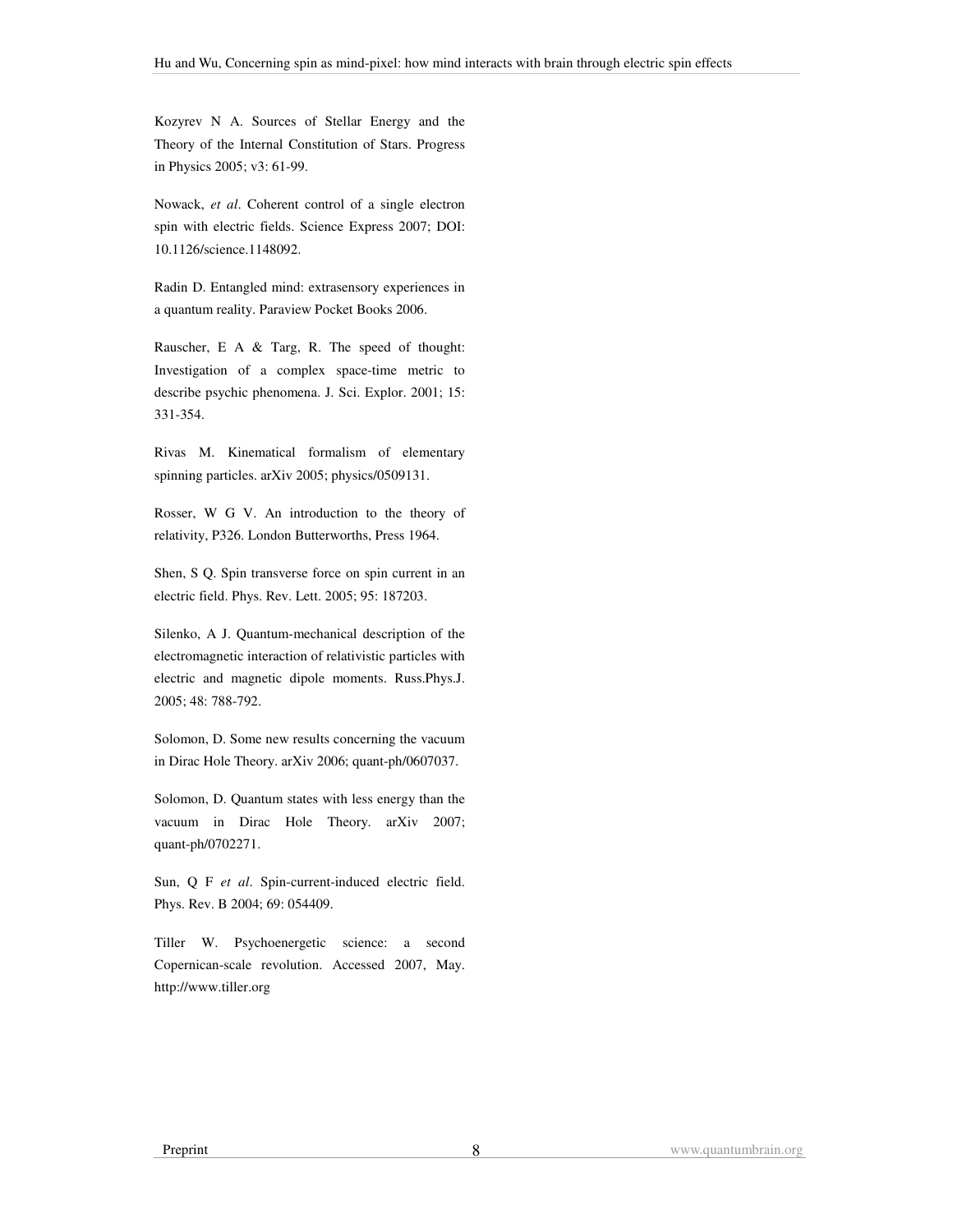Kozyrev N A. Sources of Stellar Energy and the Theory of the Internal Constitution of Stars. Progress in Physics 2005; v3: 61-99.

Nowack, *et al*. Coherent control of a single electron spin with electric fields. Science Express 2007; DOI: 10.1126/science.1148092.

Radin D. Entangled mind: extrasensory experiences in a quantum reality. Paraview Pocket Books 2006.

Rauscher, E A & Targ, R. The speed of thought: Investigation of a complex space-time metric to describe psychic phenomena. J. Sci. Explor. 2001; 15: 331-354.

Rivas M. Kinematical formalism of elementary spinning particles. arXiv 2005; physics/0509131.

Rosser, W G V. An introduction to the theory of relativity, P326. London Butterworths, Press 1964.

Shen, S Q. Spin transverse force on spin current in an electric field. Phys. Rev. Lett. 2005; 95: 187203.

Silenko, A J. Quantum-mechanical description of the electromagnetic interaction of relativistic particles with electric and magnetic dipole moments. Russ.Phys.J. 2005; 48: 788-792.

Solomon, D. Some new results concerning the vacuum in Dirac Hole Theory. arXiv 2006; quant-ph/0607037.

Solomon, D. Quantum states with less energy than the vacuum in Dirac Hole Theory. arXiv 2007; quant-ph/0702271.

Sun, Q F *et al*. Spin-current-induced electric field. Phys. Rev. B 2004; 69: 054409.

Tiller W. Psychoenergetic science: a second Copernican-scale revolution. Accessed 2007, May. http://www.tiller.org